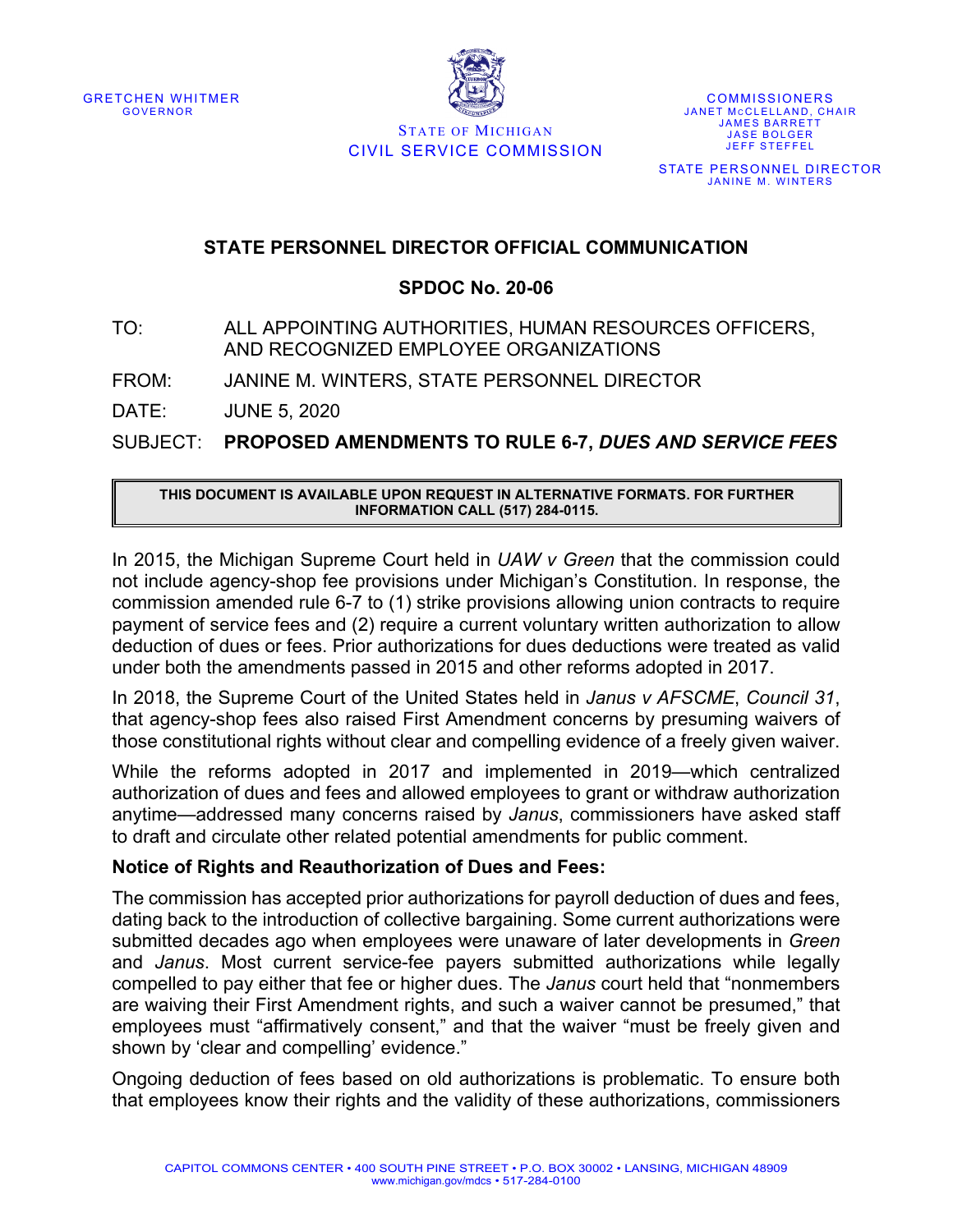GRETCHEN WHITMER
GOVERNOR

STATE OF MICHIGAN
CIVIL SERVICE COMMISSION

COMMISSIONERS
JANET McCLELLAND, CHAIR
JAMES BARRETT
JASE BOLGER
JEFF STEFFEL

STATE PERSONNEL DIRECTOR
JANINE M. WINTERS

## STATE PERSONNEL DIRECTOR OFFICIAL COMMUNICATION

### SPDOC No. 20-06

TO: ALL APPOINTING AUTHORITIES, HUMAN RESOURCES OFFICERS, AND RECOGNIZED EMPLOYEE ORGANIZATIONS

FROM: JANINE M. WINTERS, STATE PERSONNEL DIRECTOR

DATE: JUNE 5, 2020

SUBJECT: **PROPOSED AMENDMENTS TO RULE 6-7, *DUES AND SERVICE FEES***

**THIS DOCUMENT IS AVAILABLE UPON REQUEST IN ALTERNATIVE FORMATS. FOR FURTHER INFORMATION CALL (517) 284-0115.**

In 2015, the Michigan Supreme Court held in *UAW v Green* that the commission could not include agency-shop fee provisions under Michigan's Constitution. In response, the commission amended rule 6-7 to (1) strike provisions allowing union contracts to require payment of service fees and (2) require a current voluntary written authorization to allow deduction of dues or fees. Prior authorizations for dues deductions were treated as valid under both the amendments passed in 2015 and other reforms adopted in 2017.

In 2018, the Supreme Court of the United States held in *Janus v AFSCME*, *Council 31*, that agency-shop fees also raised First Amendment concerns by presuming waivers of those constitutional rights without clear and compelling evidence of a freely given waiver.

While the reforms adopted in 2017 and implemented in 2019—which centralized authorization of dues and fees and allowed employees to grant or withdraw authorization anytime—addressed many concerns raised by *Janus*, commissioners have asked staff to draft and circulate other related potential amendments for public comment.

**Notice of Rights and Reauthorization of Dues and Fees:**

The commission has accepted prior authorizations for payroll deduction of dues and fees, dating back to the introduction of collective bargaining. Some current authorizations were submitted decades ago when employees were unaware of later developments in *Green* and *Janus*. Most current service-fee payers submitted authorizations while legally compelled to pay either that fee or higher dues. The *Janus* court held that "nonmembers are waiving their First Amendment rights, and such a waiver cannot be presumed," that employees must "affirmatively consent," and that the waiver "must be freely given and shown by 'clear and compelling' evidence."

Ongoing deduction of fees based on old authorizations is problematic. To ensure both that employees know their rights and the validity of these authorizations, commissioners

CAPITOL COMMONS CENTER • 400 SOUTH PINE STREET • P.O. BOX 30002 • LANSING, MICHIGAN 48909
www.michigan.gov/mdcs • 517-284-0100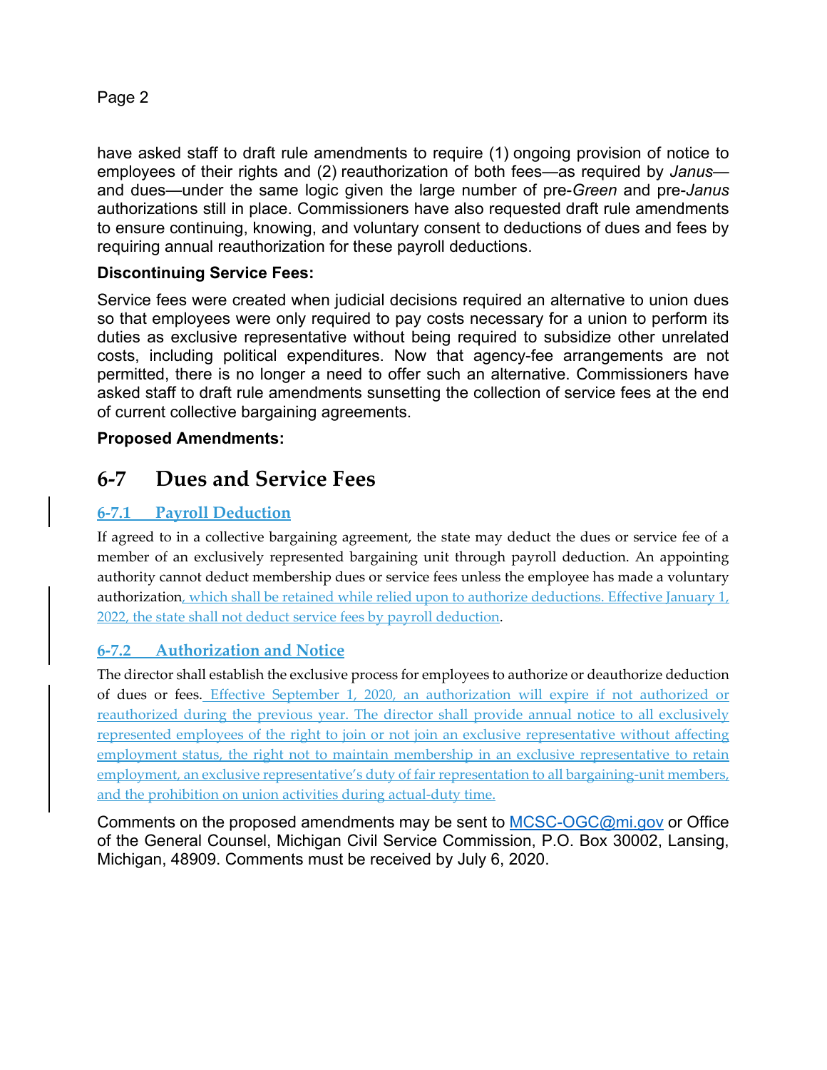have asked staff to draft rule amendments to require (1) ongoing provision of notice to employees of their rights and (2) reauthorization of both fees—as required by *Janus*—and dues—under the same logic given the large number of pre-*Green* and pre-*Janus* authorizations still in place. Commissioners have also requested draft rule amendments to ensure continuing, knowing, and voluntary consent to deductions of dues and fees by requiring annual reauthorization for these payroll deductions.

**Discontinuing Service Fees:**

Service fees were created when judicial decisions required an alternative to union dues so that employees were only required to pay costs necessary for a union to perform its duties as exclusive representative without being required to subsidize other unrelated costs, including political expenditures. Now that agency-fee arrangements are not permitted, there is no longer a need to offer such an alternative. Commissioners have asked staff to draft rule amendments sunsetting the collection of service fees at the end of current collective bargaining agreements.

**Proposed Amendments:**

# 6-7 Dues and Service Fees

### 6-7.1 Payroll Deduction

If agreed to in a collective bargaining agreement, the state may deduct the dues or service fee of a member of an exclusively represented bargaining unit through payroll deduction. An appointing authority cannot deduct membership dues or service fees unless the employee has made a voluntary authorization, which shall be retained while relied upon to authorize deductions. Effective January 1, 2022, the state shall not deduct service fees by payroll deduction.

### 6-7.2 Authorization and Notice

The director shall establish the exclusive process for employees to authorize or deauthorize deduction of dues or fees. Effective September 1, 2020, an authorization will expire if not authorized or reauthorized during the previous year. The director shall provide annual notice to all exclusively represented employees of the right to join or not join an exclusive representative without affecting employment status, the right not to maintain membership in an exclusive representative to retain employment, an exclusive representative's duty of fair representation to all bargaining-unit members, and the prohibition on union activities during actual-duty time.

Comments on the proposed amendments may be sent to MCSC-OGC@mi.gov or Office of the General Counsel, Michigan Civil Service Commission, P.O. Box 30002, Lansing, Michigan, 48909. Comments must be received by July 6, 2020.